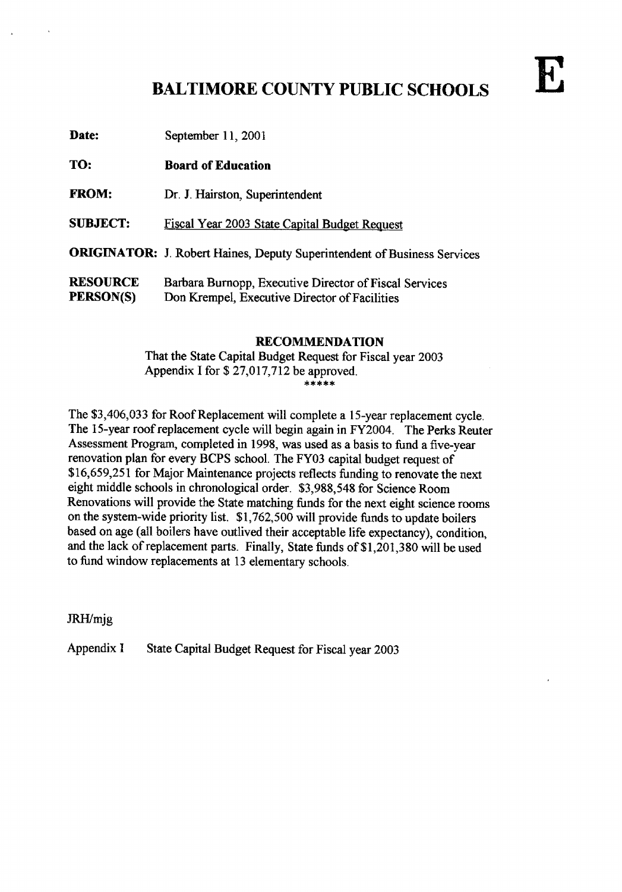# BALTIMORE COUNTY PUBLIC SCHOOLS

**E**

**Date:** September 11, 2001

**TO:** **Board of Education**

**FROM:** Dr. J. Hairston, Superintendent

**SUBJECT:** Fiscal Year 2003 State Capital Budget Request

**ORIGINATOR:** J. Robert Haines, Deputy Superintendent of Business Services

**RESOURCE PERSON(S):** Barbara Burnopp, Executive Director of Fiscal Services
Don Krempel, Executive Director of Facilities

## RECOMMENDATION

That the State Capital Budget Request for Fiscal year 2003 Appendix I for $ 27,017,712 be approved.

*****

The $3,406,033 for Roof Replacement will complete a 15-year replacement cycle. The 15-year roof replacement cycle will begin again in FY2004. The Perks Reuter Assessment Program, completed in 1998, was used as a basis to fund a five-year renovation plan for every BCPS school. The FY03 capital budget request of $16,659,251 for Major Maintenance projects reflects funding to renovate the next eight middle schools in chronological order. $3,988,548 for Science Room Renovations will provide the State matching funds for the next eight science rooms on the system-wide priority list. $1,762,500 will provide funds to update boilers based on age (all boilers have outlived their acceptable life expectancy), condition, and the lack of replacement parts. Finally, State funds of $1,201,380 will be used to fund window replacements at 13 elementary schools.

JRH/mjg

Appendix I State Capital Budget Request for Fiscal year 2003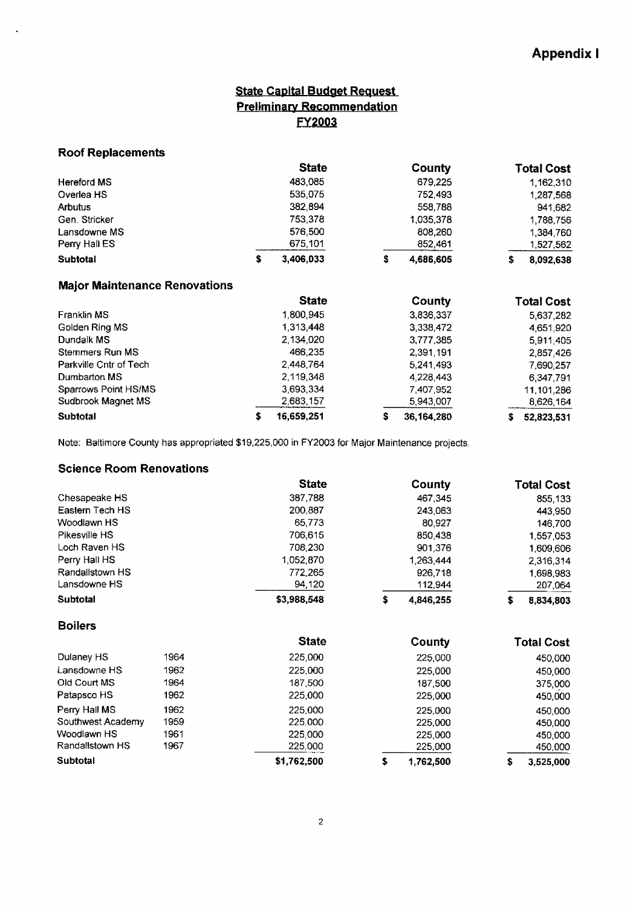Appendix I

## State Capital Budget Request
## Preliminary Recommendation
## FY2003

### Roof Replacements

| | State | County | Total Cost |
|---|---|---|---|
| Hereford MS | 483,085 | 679,225 | 1,162,310 |
| Overlea HS | 535,075 | 752,493 | 1,287,568 |
| Arbutus | 382,894 | 558,788 | 941,682 |
| Gen. Stricker | 753,378 | 1,035,378 | 1,788,756 |
| Lansdowne MS | 576,500 | 808,260 | 1,384,760 |
| Perry Hall ES | 675,101 | 852,461 | 1,527,562 |
| **Subtotal** | **$ 3,406,033** | **$ 4,686,605** | **$ 8,092,638** |

### Major Maintenance Renovations

| | State | County | Total Cost |
|---|---|---|---|
| Franklin MS | 1,800,945 | 3,836,337 | 5,637,282 |
| Golden Ring MS | 1,313,448 | 3,338,472 | 4,651,920 |
| Dundalk MS | 2,134,020 | 3,777,385 | 5,911,405 |
| Stemmers Run MS | 466,235 | 2,391,191 | 2,857,426 |
| Parkville Cntr of Tech | 2,448,764 | 5,241,493 | 7,690,257 |
| Dumbarton MS | 2,119,348 | 4,228,443 | 6,347,791 |
| Sparrows Point HS/MS | 3,693,334 | 7,407,952 | 11,101,286 |
| Sudbrook Magnet MS | 2,683,157 | 5,943,007 | 8,626,164 |
| **Subtotal** | **$ 16,659,251** | **$ 36,164,280** | **$ 52,823,531** |

Note: Baltimore County has appropriated $19,225,000 in FY2003 for Major Maintenance projects.

### Science Room Renovations

| | State | County | Total Cost |
|---|---|---|---|
| Chesapeake HS | 387,788 | 467,345 | 855,133 |
| Eastern Tech HS | 200,887 | 243,063 | 443,950 |
| Woodlawn HS | 65,773 | 80,927 | 146,700 |
| Pikesville HS | 706,615 | 850,438 | 1,557,053 |
| Loch Raven HS | 708,230 | 901,376 | 1,609,606 |
| Perry Hall HS | 1,052,870 | 1,263,444 | 2,316,314 |
| Randallstown HS | 772,265 | 926,718 | 1,698,983 |
| Lansdowne HS | 94,120 | 112,944 | 207,064 |
| **Subtotal** | **$3,988,548** | **$ 4,846,255** | **$ 8,834,803** |

### Boilers

| | | State | County | Total Cost |
|---|---|---|---|---|
| Dulaney HS | 1964 | 225,000 | 225,000 | 450,000 |
| Lansdowne HS | 1962 | 225,000 | 225,000 | 450,000 |
| Old Court MS | 1964 | 187,500 | 187,500 | 375,000 |
| Patapsco HS | 1962 | 225,000 | 225,000 | 450,000 |
| Perry Hall MS | 1962 | 225,000 | 225,000 | 450,000 |
| Southwest Academy | 1959 | 225,000 | 225,000 | 450,000 |
| Woodlawn HS | 1961 | 225,000 | 225,000 | 450,000 |
| Randallstown HS | 1967 | 225,000 | 225,000 | 450,000 |
| **Subtotal** | | **$1,762,500** | **$ 1,762,500** | **$ 3,525,000** |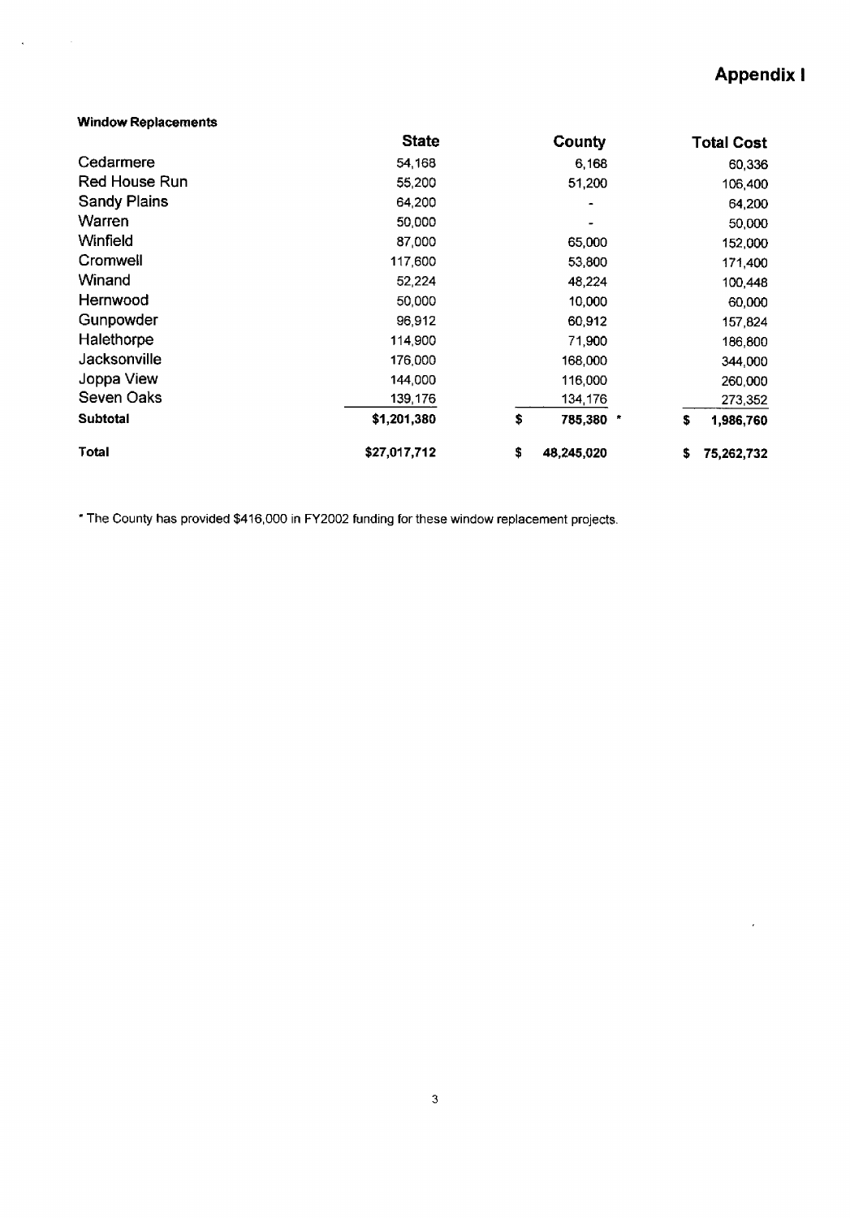# Appendix I

**Window Replacements**

| | State | County | Total Cost |
|---|---|---|---|
| Cedarmere | 54,168 | 6,168 | 60,336 |
| Red House Run | 55,200 | 51,200 | 106,400 |
| Sandy Plains | 64,200 | - | 64,200 |
| Warren | 50,000 | - | 50,000 |
| Winfield | 87,000 | 65,000 | 152,000 |
| Cromwell | 117,600 | 53,800 | 171,400 |
| Winand | 52,224 | 48,224 | 100,448 |
| Hernwood | 50,000 | 10,000 | 60,000 |
| Gunpowder | 96,912 | 60,912 | 157,824 |
| Halethorpe | 114,900 | 71,900 | 186,800 |
| Jacksonville | 176,000 | 168,000 | 344,000 |
| Joppa View | 144,000 | 116,000 | 260,000 |
| Seven Oaks | 139,176 | 134,176 | 273,352 |
| **Subtotal** | **$1,201,380** | **$ 785,380 *** | **$ 1,986,760** |
| **Total** | **$27,017,712** | **$ 48,245,020** | **$ 75,262,732** |

* The County has provided $416,000 in FY2002 funding for these window replacement projects.